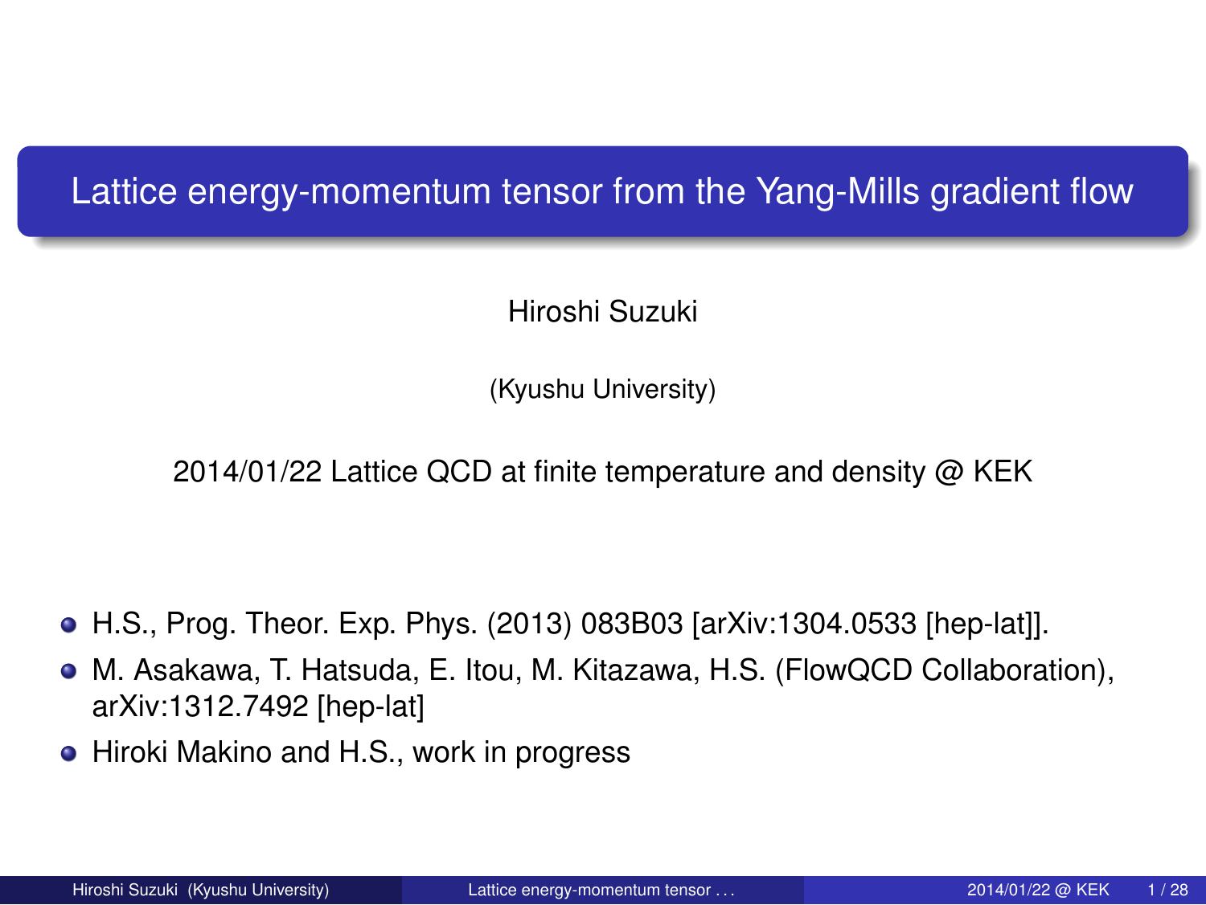# Lattice energy-momentum tensor from the Yang-Mills gradient flow

Hiroshi Suzuki

(Kyushu University)

2014/01/22 Lattice QCD at finite temperature and density @ KEK

- H.S., Prog. Theor. Exp. Phys. (2013) 083B03 [arXiv:1304.0533 [hep-lat]].
- M. Asakawa, T. Hatsuda, E. Itou, M. Kitazawa, H.S. (FlowQCD Collaboration), arXiv:1312.7492 [hep-lat]
- Hiroki Makino and H.S., work in progress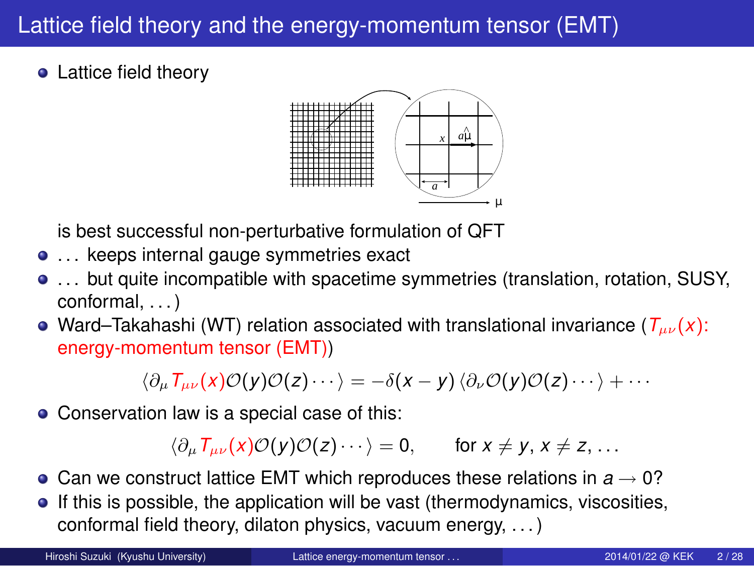# Lattice field theory and the energy-momentum tensor (EMT)

- Lattice field theory

  is best successful non-perturbative formulation of QFT
- . . . keeps internal gauge symmetries exact
- . . . but quite incompatible with spacetime symmetries (translation, rotation, SUSY, conformal, . . . )
- Ward–Takahashi (WT) relation associated with translational invariance ($T_{\mu\nu}(x)$: energy-momentum tensor (EMT))

$$\langle \partial_\mu T_{\mu\nu}(x) \mathcal{O}(y)\mathcal{O}(z)\cdots\rangle = -\delta(x-y)\,\langle \partial_\nu \mathcal{O}(y)\mathcal{O}(z)\cdots\rangle + \cdots$$

- Conservation law is a special case of this:

$$\langle \partial_\mu T_{\mu\nu}(x) \mathcal{O}(y)\mathcal{O}(z)\cdots\rangle = 0, \qquad \text{for } x \neq y,\ x \neq z,\ \ldots$$

- Can we construct lattice EMT which reproduces these relations in $a \to 0$?
- If this is possible, the application will be vast (thermodynamics, viscosities, conformal field theory, dilaton physics, vacuum energy, . . . )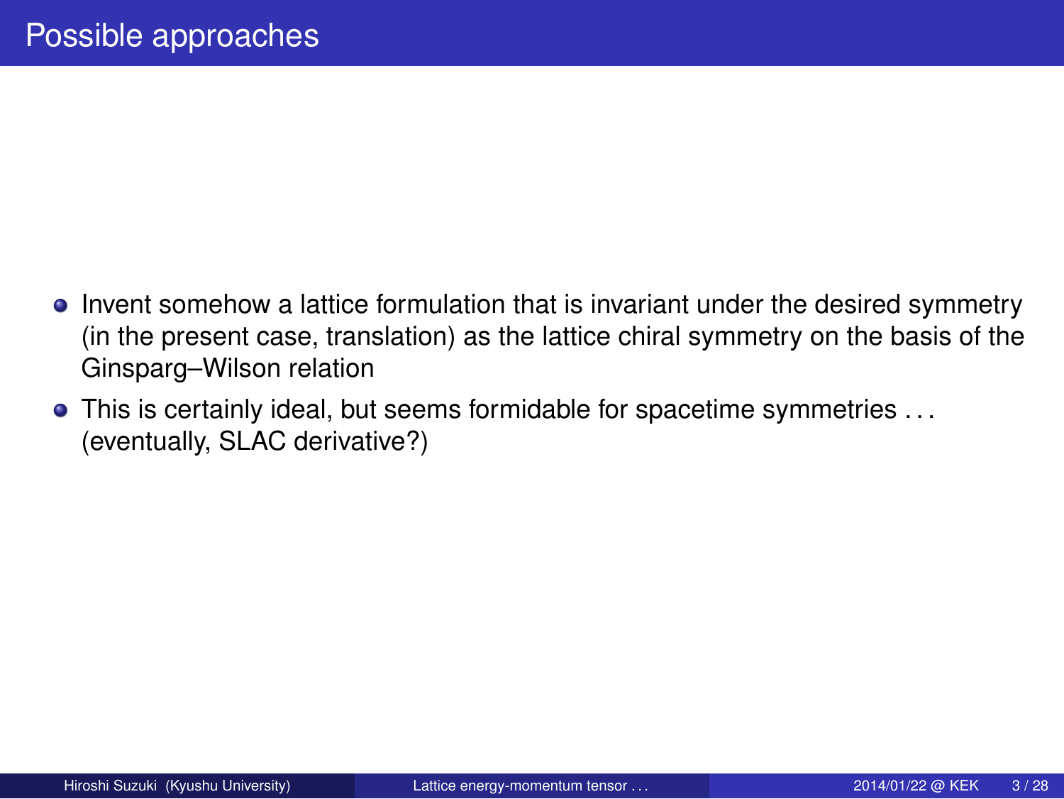# Possible approaches

- Invent somehow a lattice formulation that is invariant under the desired symmetry (in the present case, translation) as the lattice chiral symmetry on the basis of the Ginsparg–Wilson relation
- This is certainly ideal, but seems formidable for spacetime symmetries … (eventually, SLAC derivative?)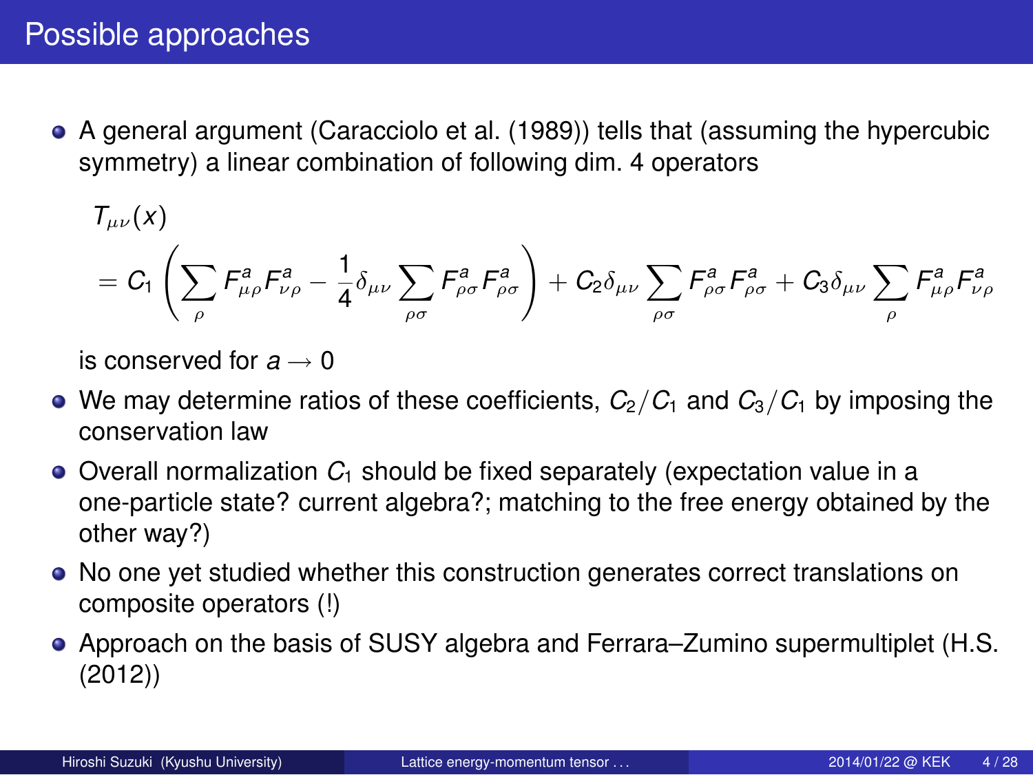# Possible approaches

- A general argument (Caracciolo et al. (1989)) tells that (assuming the hypercubic symmetry) a linear combination of following dim. 4 operators

  $$
  \begin{aligned}
  &T_{\mu\nu}(x) \\
  &= C_1 \left( \sum_{\rho} F^a_{\mu\rho} F^a_{\nu\rho} - \frac{1}{4}\delta_{\mu\nu} \sum_{\rho\sigma} F^a_{\rho\sigma} F^a_{\rho\sigma} \right) + C_2 \delta_{\mu\nu} \sum_{\rho\sigma} F^a_{\rho\sigma} F^a_{\rho\sigma} + C_3 \delta_{\mu\nu} \sum_{\rho} F^a_{\mu\rho} F^a_{\nu\rho}
  \end{aligned}
  $$

  is conserved for $a \to 0$
- We may determine ratios of these coefficients, $C_2/C_1$ and $C_3/C_1$ by imposing the conservation law
- Overall normalization $C_1$ should be fixed separately (expectation value in a one-particle state? current algebra?; matching to the free energy obtained by the other way?)
- No one yet studied whether this construction generates correct translations on composite operators (!)
- Approach on the basis of SUSY algebra and Ferrara–Zumino supermultiplet (H.S. (2012))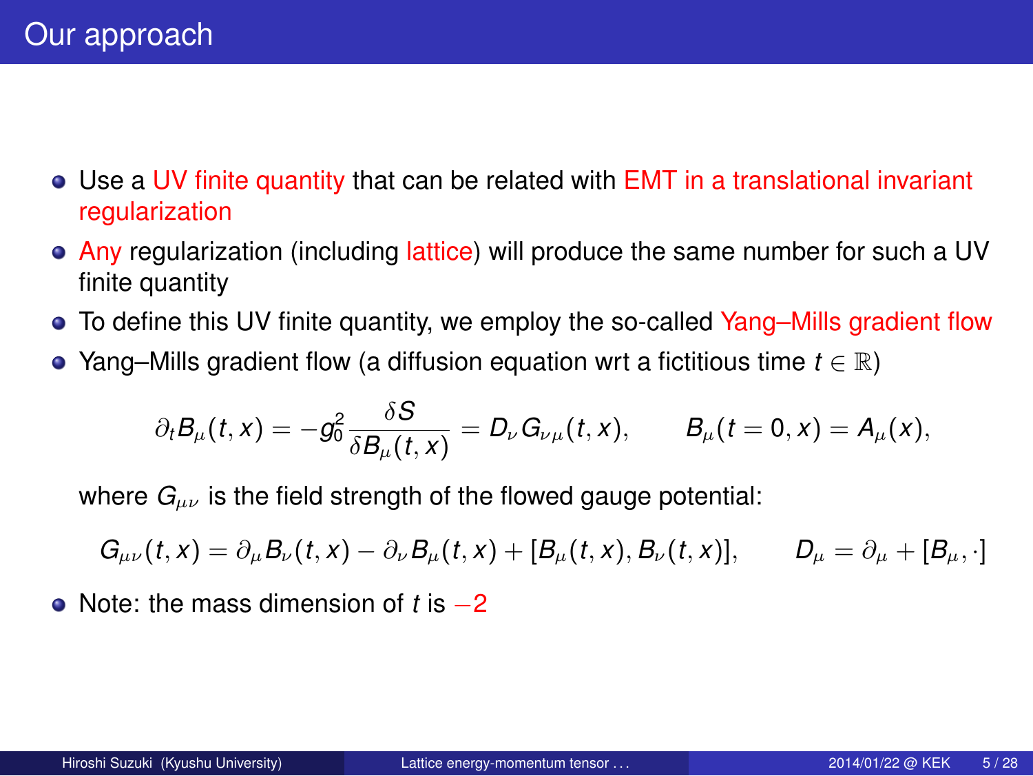# Our approach

- Use a UV finite quantity that can be related with EMT in a translational invariant regularization
- Any regularization (including lattice) will produce the same number for such a UV finite quantity
- To define this UV finite quantity, we employ the so-called Yang–Mills gradient flow
- Yang–Mills gradient flow (a diffusion equation wrt a fictitious time $t \in \mathbb{R}$)

$$\partial_t B_\mu(t,x) = -g_0^2 \frac{\delta S}{\delta B_\mu(t,x)} = D_\nu G_{\nu\mu}(t,x), \qquad B_\mu(t=0,x) = A_\mu(x),$$

  where $G_{\mu\nu}$ is the field strength of the flowed gauge potential:

$$G_{\mu\nu}(t,x) = \partial_\mu B_\nu(t,x) - \partial_\nu B_\mu(t,x) + [B_\mu(t,x), B_\nu(t,x)], \qquad D_\mu = \partial_\mu + [B_\mu, \cdot]$$

- Note: the mass dimension of $t$ is $-2$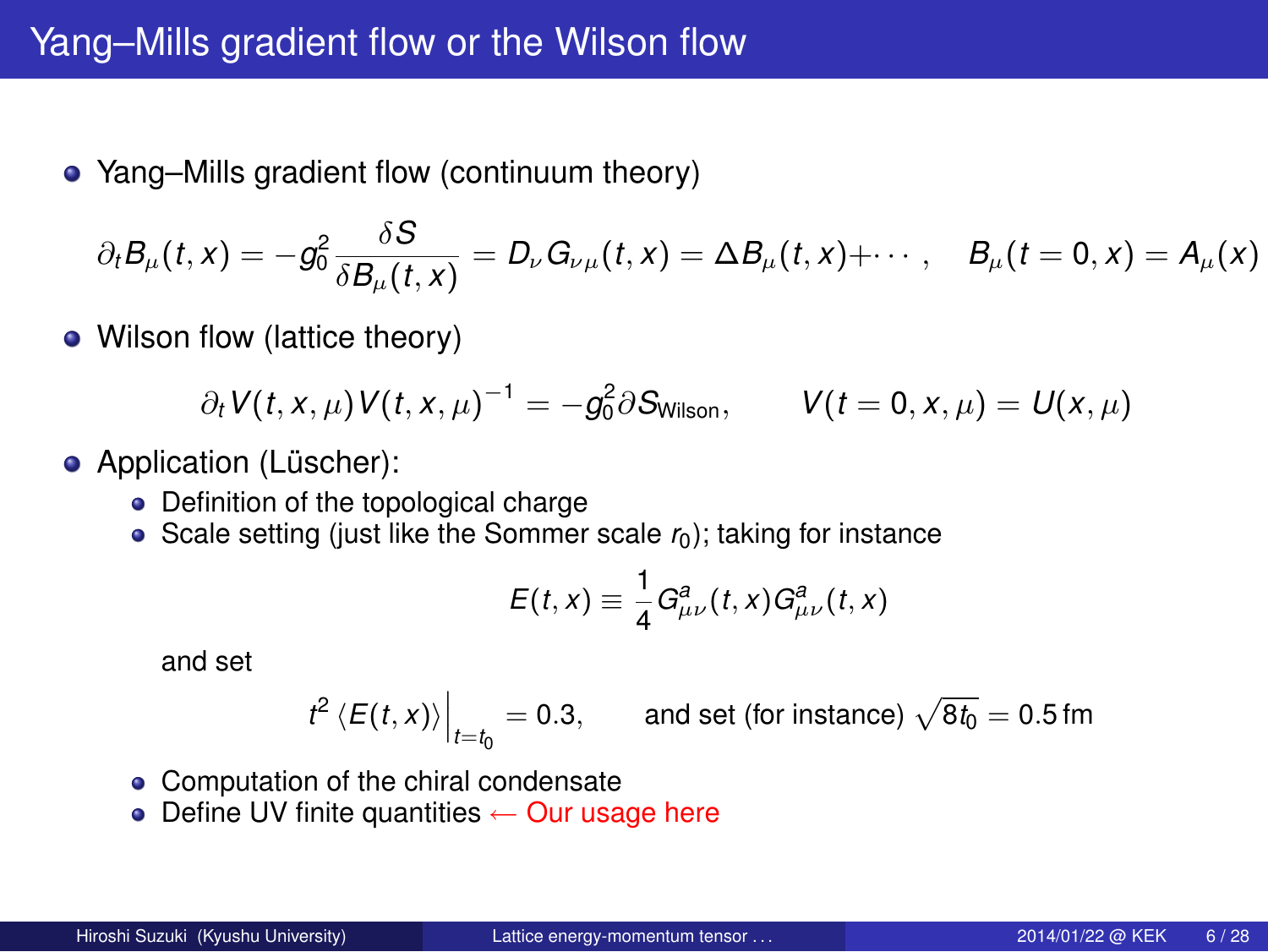# Yang–Mills gradient flow or the Wilson flow

- Yang–Mills gradient flow (continuum theory)

$$\partial_t B_\mu(t,x) = -g_0^2 \frac{\delta S}{\delta B_\mu(t,x)} = D_\nu G_{\nu\mu}(t,x) = \Delta B_\mu(t,x) + \cdots, \quad B_\mu(t=0,x) = A_\mu(x)$$

- Wilson flow (lattice theory)

$$\partial_t V(t,x,\mu) V(t,x,\mu)^{-1} = -g_0^2 \partial S_{\text{Wilson}}, \qquad V(t=0,x,\mu) = U(x,\mu)$$

- Application (Lüscher):
  - Definition of the topological charge
  - Scale setting (just like the Sommer scale $r_0$); taking for instance

$$E(t,x) \equiv \frac{1}{4} G_{\mu\nu}^a(t,x) G_{\mu\nu}^a(t,x)$$

    and set

$$t^2 \langle E(t,x) \rangle \Big|_{t=t_0} = 0.3, \qquad \text{and set (for instance) } \sqrt{8t_0} = 0.5\,\text{fm}$$

  - Computation of the chiral condensate
  - Define UV finite quantities ← Our usage here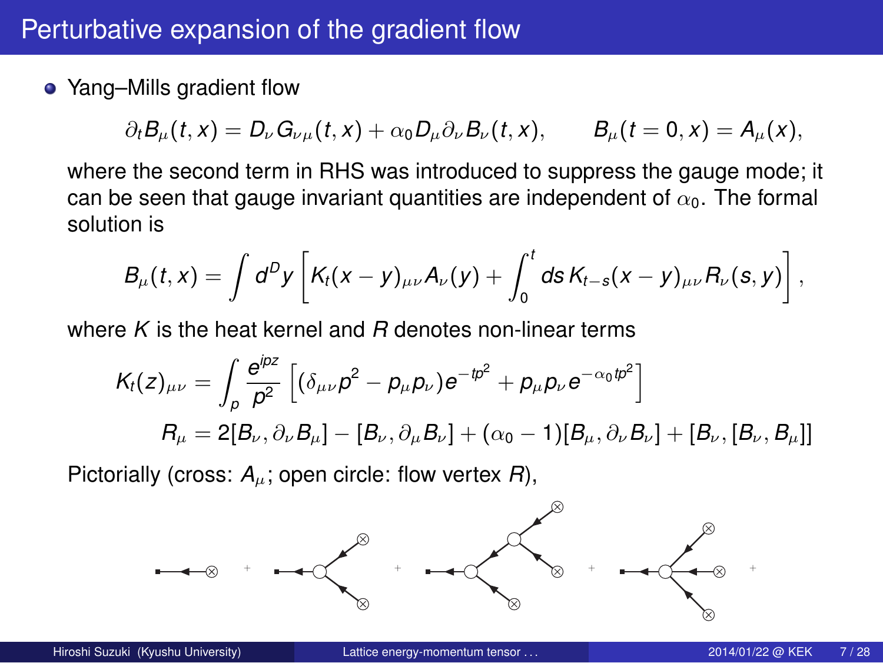# Perturbative expansion of the gradient flow

- Yang–Mills gradient flow

$$\partial_t B_\mu(t,x) = D_\nu G_{\nu\mu}(t,x) + \alpha_0 D_\mu \partial_\nu B_\nu(t,x), \qquad B_\mu(t=0,x) = A_\mu(x),$$

where the second term in RHS was introduced to suppress the gauge mode; it can be seen that gauge invariant quantities are independent of $\alpha_0$. The formal solution is

$$B_\mu(t,x) = \int d^D y \left[ K_t(x-y)_{\mu\nu} A_\nu(y) + \int_0^t ds\, K_{t-s}(x-y)_{\mu\nu} R_\nu(s,y) \right],$$

where $K$ is the heat kernel and $R$ denotes non-linear terms

$$K_t(z)_{\mu\nu} = \int_p \frac{e^{ipz}}{p^2} \left[ (\delta_{\mu\nu} p^2 - p_\mu p_\nu) e^{-tp^2} + p_\mu p_\nu e^{-\alpha_0 t p^2} \right]$$

$$R_\mu = 2[B_\nu, \partial_\nu B_\mu] - [B_\nu, \partial_\mu B_\nu] + (\alpha_0 - 1)[B_\mu, \partial_\nu B_\nu] + [B_\nu, [B_\nu, B_\mu]]$$

Pictorially (cross: $A_\mu$; open circle: flow vertex $R$),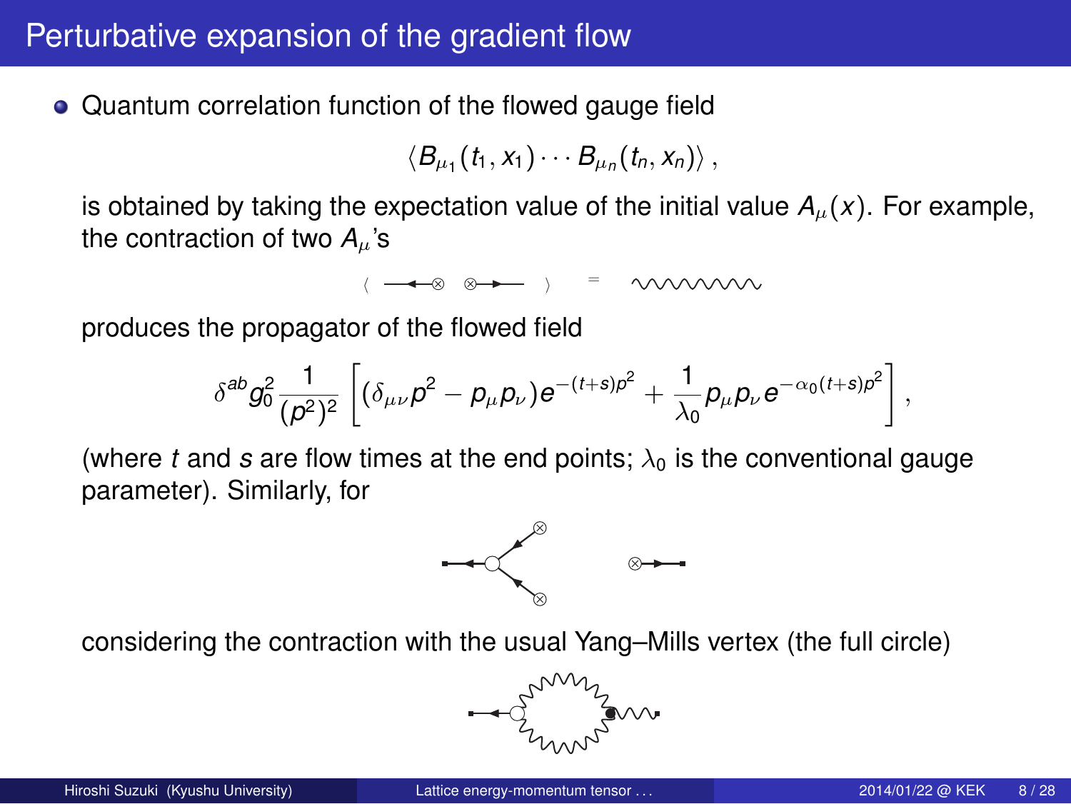# Perturbative expansion of the gradient flow

- Quantum correlation function of the flowed gauge field

$$\langle B_{\mu_1}(t_1, x_1) \cdots B_{\mu_n}(t_n, x_n) \rangle ,$$

is obtained by taking the expectation value of the initial value $A_\mu(x)$. For example, the contraction of two $A_\mu$'s

produces the propagator of the flowed field

$$\delta^{ab} g_0^2 \frac{1}{(p^2)^2} \left[ (\delta_{\mu\nu} p^2 - p_\mu p_\nu) e^{-(t+s)p^2} + \frac{1}{\lambda_0} p_\mu p_\nu e^{-\alpha_0 (t+s)p^2} \right] ,$$

(where $t$ and $s$ are flow times at the end points; $\lambda_0$ is the conventional gauge parameter). Similarly, for

considering the contraction with the usual Yang–Mills vertex (the full circle)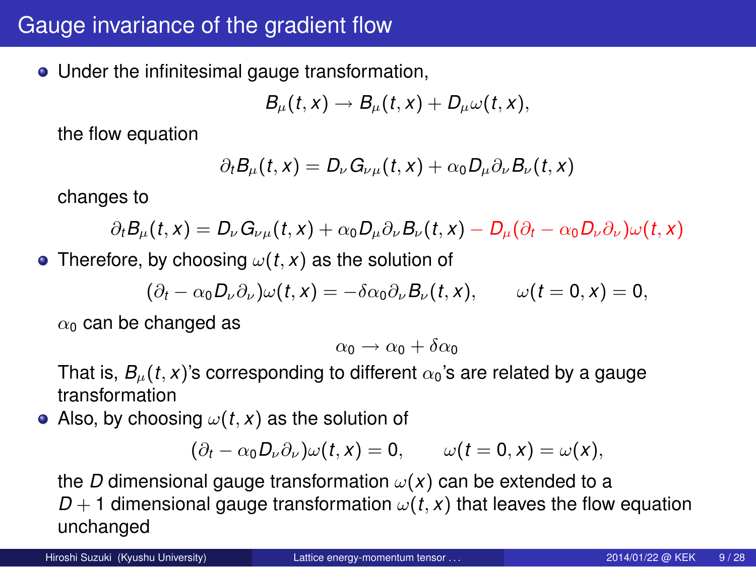# Gauge invariance of the gradient flow

- Under the infinitesimal gauge transformation,

$$B_\mu(t,x) \to B_\mu(t,x) + D_\mu \omega(t,x),$$

  the flow equation

$$\partial_t B_\mu(t,x) = D_\nu G_{\nu\mu}(t,x) + \alpha_0 D_\mu \partial_\nu B_\nu(t,x)$$

  changes to

$$\partial_t B_\mu(t,x) = D_\nu G_{\nu\mu}(t,x) + \alpha_0 D_\mu \partial_\nu B_\nu(t,x) - D_\mu(\partial_t - \alpha_0 D_\nu \partial_\nu)\omega(t,x)$$

- Therefore, by choosing $\omega(t,x)$ as the solution of

$$(\partial_t - \alpha_0 D_\nu \partial_\nu)\omega(t,x) = -\delta\alpha_0 \partial_\nu B_\nu(t,x), \qquad \omega(t=0,x) = 0,$$

  $\alpha_0$ can be changed as

$$\alpha_0 \to \alpha_0 + \delta\alpha_0$$

  That is, $B_\mu(t,x)$'s corresponding to different $\alpha_0$'s are related by a gauge transformation

- Also, by choosing $\omega(t,x)$ as the solution of

$$(\partial_t - \alpha_0 D_\nu \partial_\nu)\omega(t,x) = 0, \qquad \omega(t=0,x) = \omega(x),$$

  the $D$ dimensional gauge transformation $\omega(x)$ can be extended to a $D+1$ dimensional gauge transformation $\omega(t,x)$ that leaves the flow equation unchanged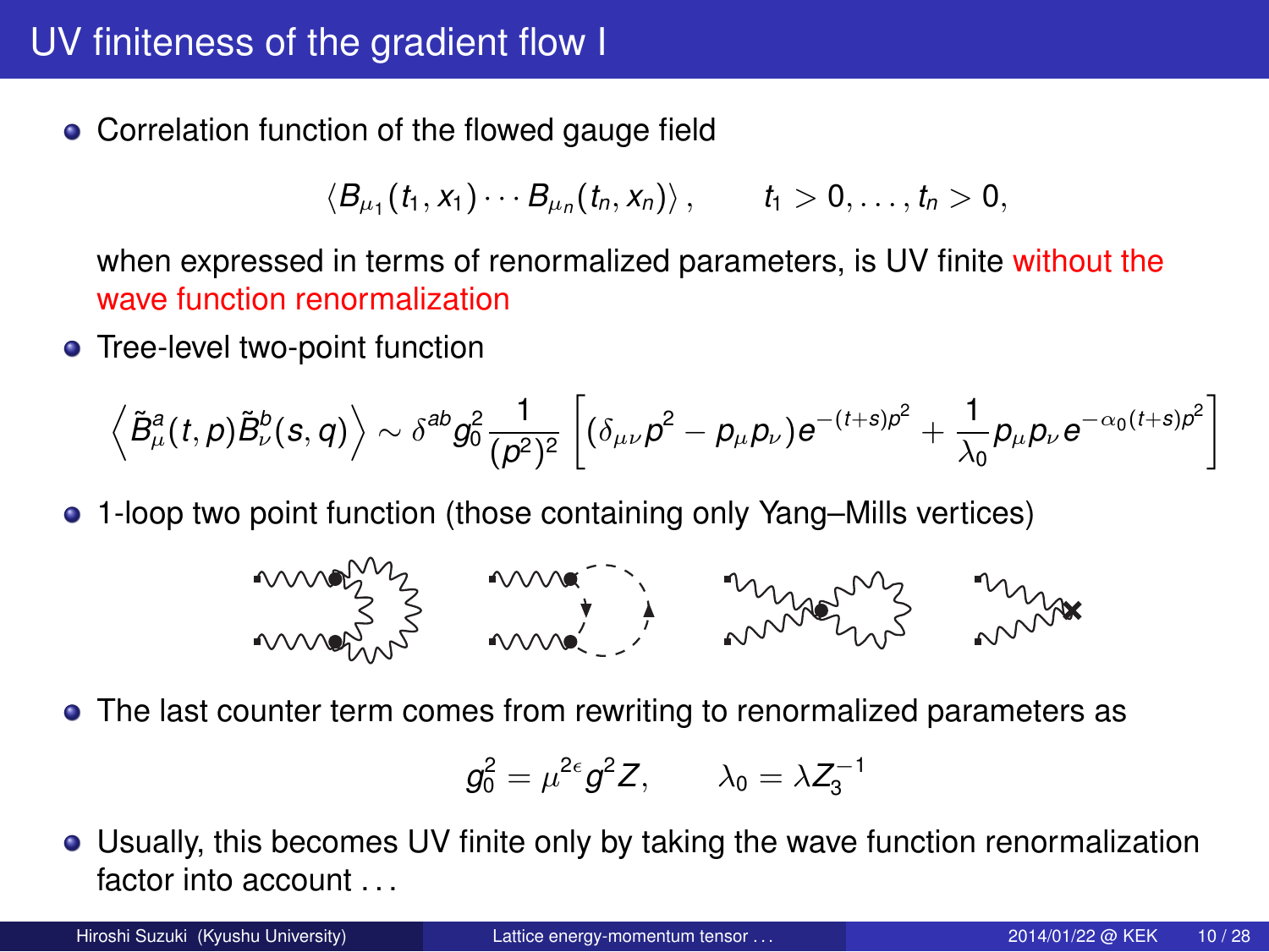# UV finiteness of the gradient flow I

- Correlation function of the flowed gauge field

$$\langle B_{\mu_1}(t_1, x_1) \cdots B_{\mu_n}(t_n, x_n) \rangle , \qquad t_1 > 0, \ldots, t_n > 0,$$

  when expressed in terms of renormalized parameters, is UV finite without the wave function renormalization

- Tree-level two-point function

$$\left\langle \tilde{B}^a_\mu(t,p) \tilde{B}^b_\nu(s,q) \right\rangle \sim \delta^{ab} g_0^2 \frac{1}{(p^2)^2} \left[ (\delta_{\mu\nu} p^2 - p_\mu p_\nu) e^{-(t+s)p^2} + \frac{1}{\lambda_0} p_\mu p_\nu e^{-\alpha_0 (t+s) p^2} \right]$$

- 1-loop two point function (those containing only Yang–Mills vertices)

- The last counter term comes from rewriting to renormalized parameters as

$$g_0^2 = \mu^{2\epsilon} g^2 Z, \qquad \lambda_0 = \lambda Z_3^{-1}$$

- Usually, this becomes UV finite only by taking the wave function renormalization factor into account . . .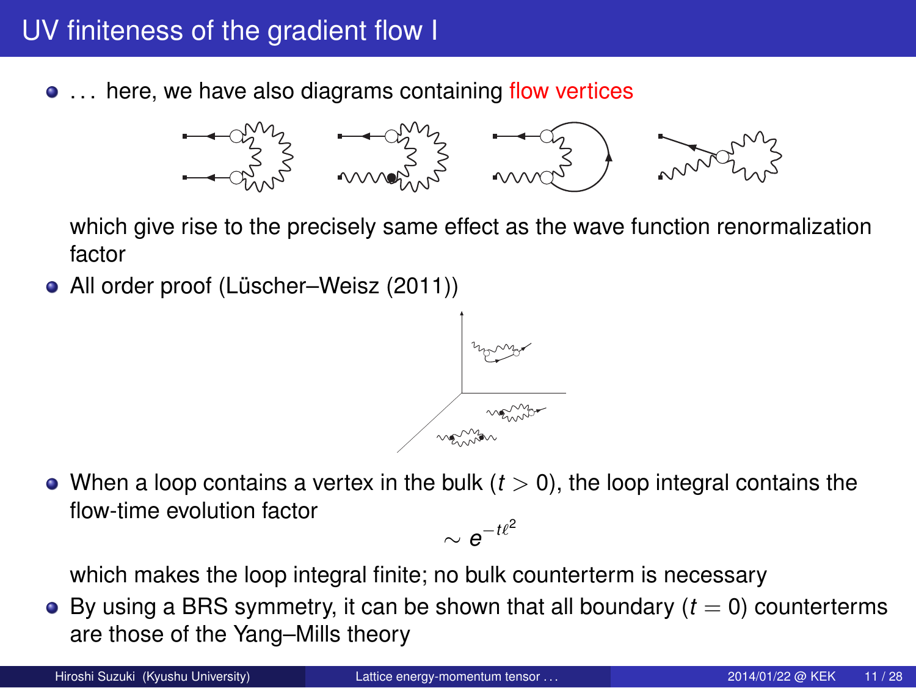# UV finiteness of the gradient flow I

- . . . here, we have also diagrams containing flow vertices

  which give rise to the precisely same effect as the wave function renormalization factor

- All order proof (Lüscher–Weisz (2011))

- When a loop contains a vertex in the bulk ($t > 0$), the loop integral contains the flow-time evolution factor

$$\sim e^{-t\ell^2}$$

  which makes the loop integral finite; no bulk counterterm is necessary

- By using a BRS symmetry, it can be shown that all boundary ($t = 0$) counterterms are those of the Yang–Mills theory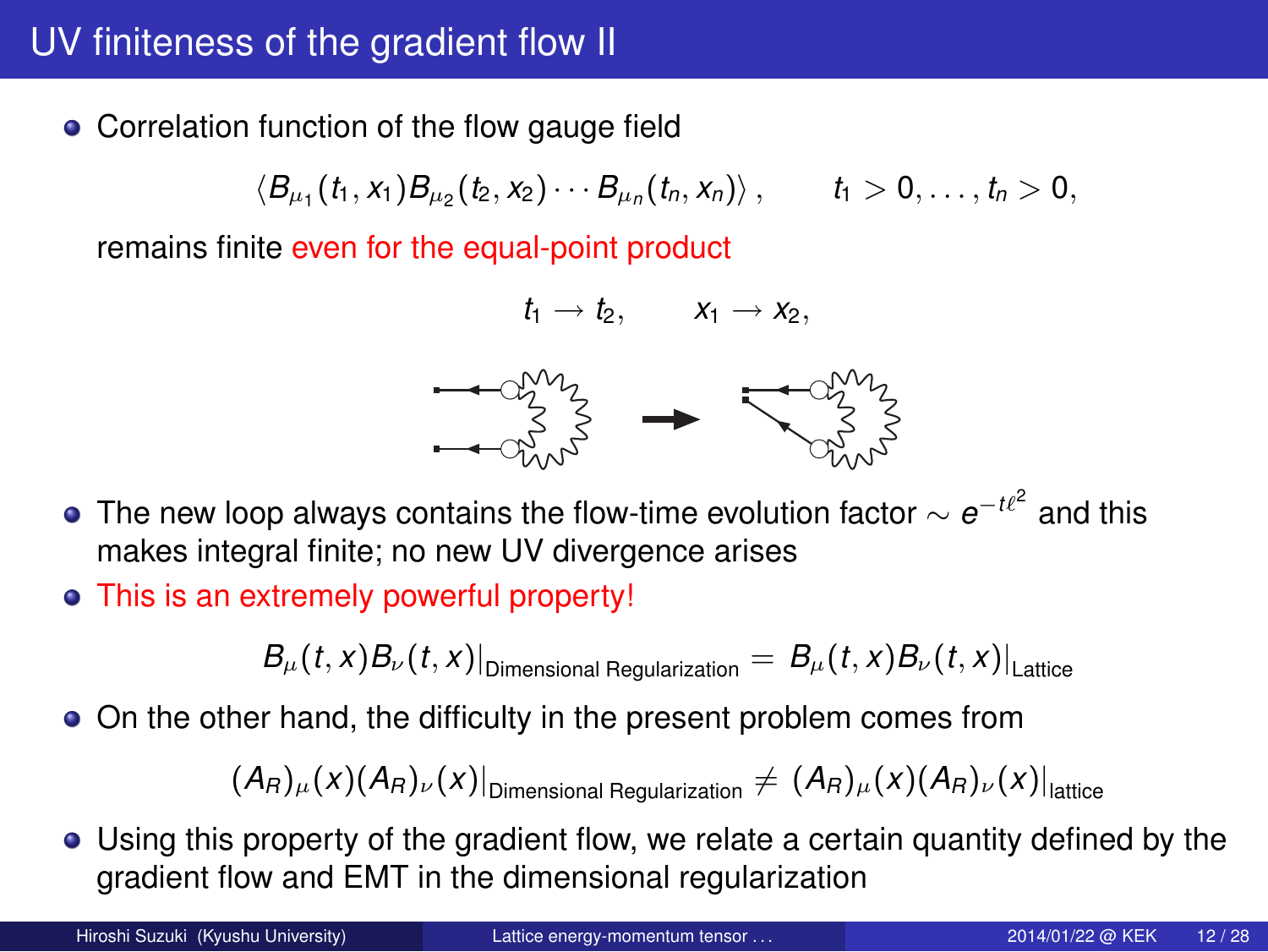# UV finiteness of the gradient flow II

- Correlation function of the flow gauge field

$$\langle B_{\mu_1}(t_1, x_1) B_{\mu_2}(t_2, x_2) \cdots B_{\mu_n}(t_n, x_n) \rangle , \qquad t_1 > 0, \ldots, t_n > 0,$$

  remains finite even for the equal-point product

$$t_1 \to t_2, \qquad x_1 \to x_2,$$

- The new loop always contains the flow-time evolution factor $\sim e^{-t\ell^2}$ and this makes integral finite; no new UV divergence arises
- This is an extremely powerful property!

$$B_\mu(t,x) B_\nu(t,x)|_{\text{Dimensional Regularization}} = B_\mu(t,x) B_\nu(t,x)|_{\text{Lattice}}$$

- On the other hand, the difficulty in the present problem comes from

$$(A_R)_\mu(x)(A_R)_\nu(x)|_{\text{Dimensional Regularization}} \neq (A_R)_\mu(x)(A_R)_\nu(x)|_{\text{lattice}}$$

- Using this property of the gradient flow, we relate a certain quantity defined by the gradient flow and EMT in the dimensional regularization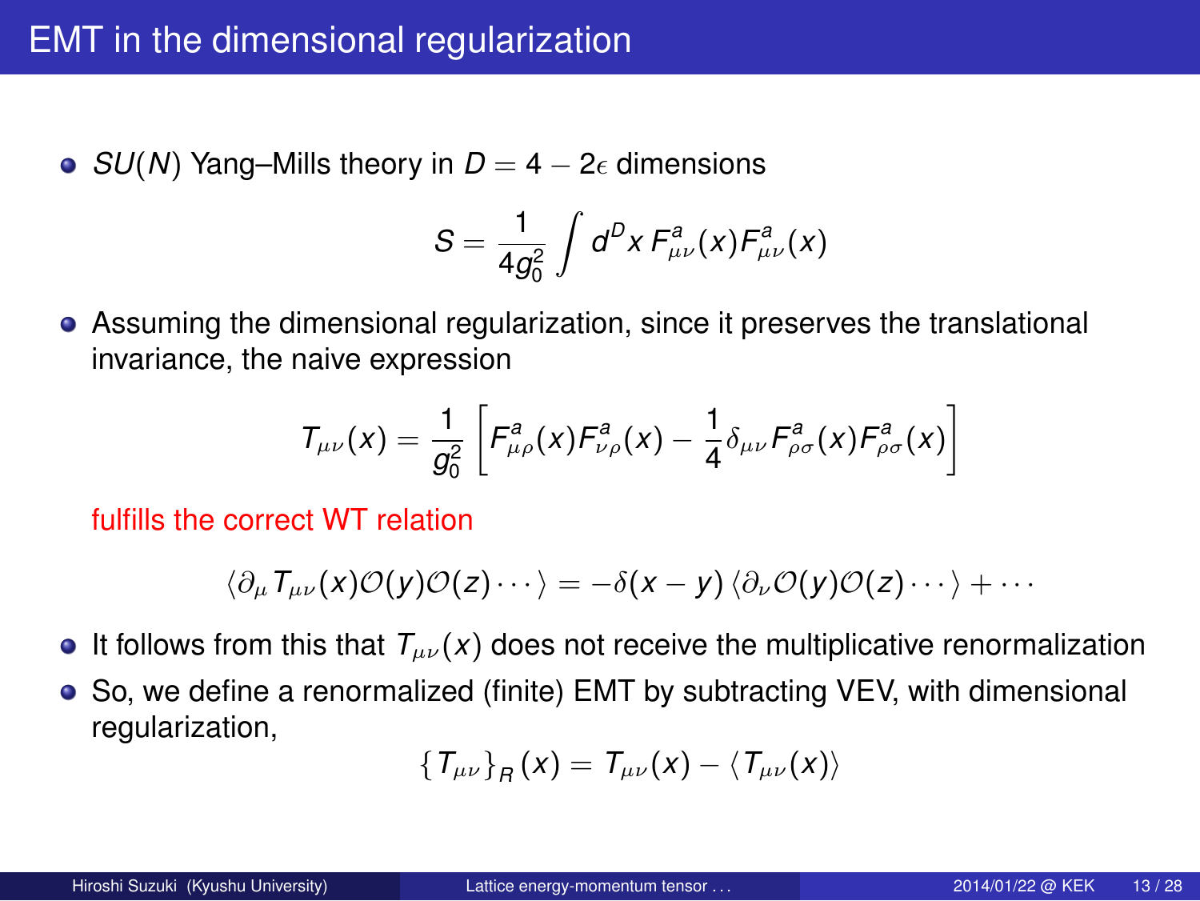# EMT in the dimensional regularization

- $SU(N)$ Yang–Mills theory in $D = 4 - 2\epsilon$ dimensions

$$S = \frac{1}{4g_0^2} \int d^D x \, F^a_{\mu\nu}(x) F^a_{\mu\nu}(x)$$

- Assuming the dimensional regularization, since it preserves the translational invariance, the naive expression

$$T_{\mu\nu}(x) = \frac{1}{g_0^2} \left[ F^a_{\mu\rho}(x) F^a_{\nu\rho}(x) - \frac{1}{4} \delta_{\mu\nu} F^a_{\rho\sigma}(x) F^a_{\rho\sigma}(x) \right]$$

  fulfills the correct WT relation

$$\langle \partial_\mu T_{\mu\nu}(x) \mathcal{O}(y) \mathcal{O}(z) \cdots \rangle = -\delta(x - y) \langle \partial_\nu \mathcal{O}(y) \mathcal{O}(z) \cdots \rangle + \cdots$$

- It follows from this that $T_{\mu\nu}(x)$ does not receive the multiplicative renormalization
- So, we define a renormalized (finite) EMT by subtracting VEV, with dimensional regularization,

$$\{T_{\mu\nu}\}_R(x) = T_{\mu\nu}(x) - \langle T_{\mu\nu}(x) \rangle$$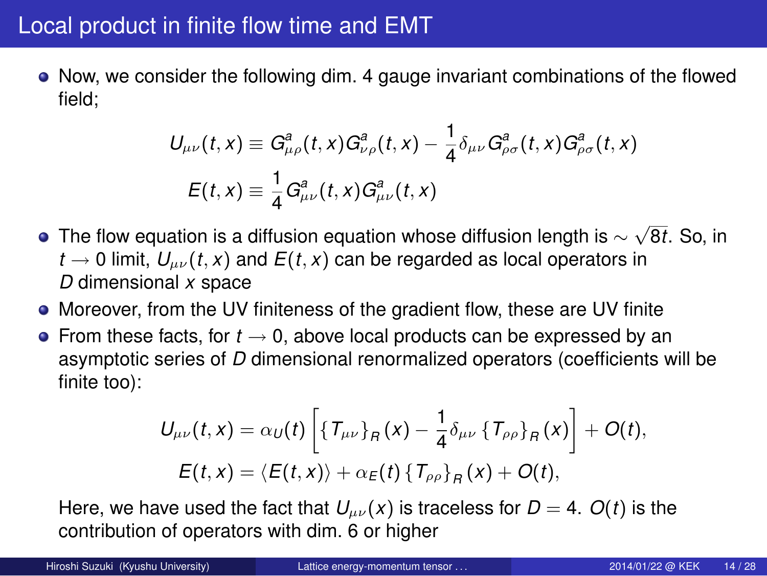# Local product in finite flow time and EMT

- Now, we consider the following dim. 4 gauge invariant combinations of the flowed field;

$$U_{\mu\nu}(t,x) \equiv G^a_{\mu\rho}(t,x)G^a_{\nu\rho}(t,x) - \frac{1}{4}\delta_{\mu\nu}G^a_{\rho\sigma}(t,x)G^a_{\rho\sigma}(t,x)$$

$$E(t,x) \equiv \frac{1}{4}G^a_{\mu\nu}(t,x)G^a_{\mu\nu}(t,x)$$

- The flow equation is a diffusion equation whose diffusion length is $\sim \sqrt{8t}$. So, in $t \to 0$ limit, $U_{\mu\nu}(t,x)$ and $E(t,x)$ can be regarded as local operators in $D$ dimensional $x$ space
- Moreover, from the UV finiteness of the gradient flow, these are UV finite
- From these facts, for $t \to 0$, above local products can be expressed by an asymptotic series of $D$ dimensional renormalized operators (coefficients will be finite too):

$$U_{\mu\nu}(t,x) = \alpha_U(t)\left[\{T_{\mu\nu}\}_R(x) - \frac{1}{4}\delta_{\mu\nu}\{T_{\rho\rho}\}_R(x)\right] + O(t),$$

$$E(t,x) = \langle E(t,x)\rangle + \alpha_E(t)\{T_{\rho\rho}\}_R(x) + O(t),$$

Here, we have used the fact that $U_{\mu\nu}(x)$ is traceless for $D=4$. $O(t)$ is the contribution of operators with dim. 6 or higher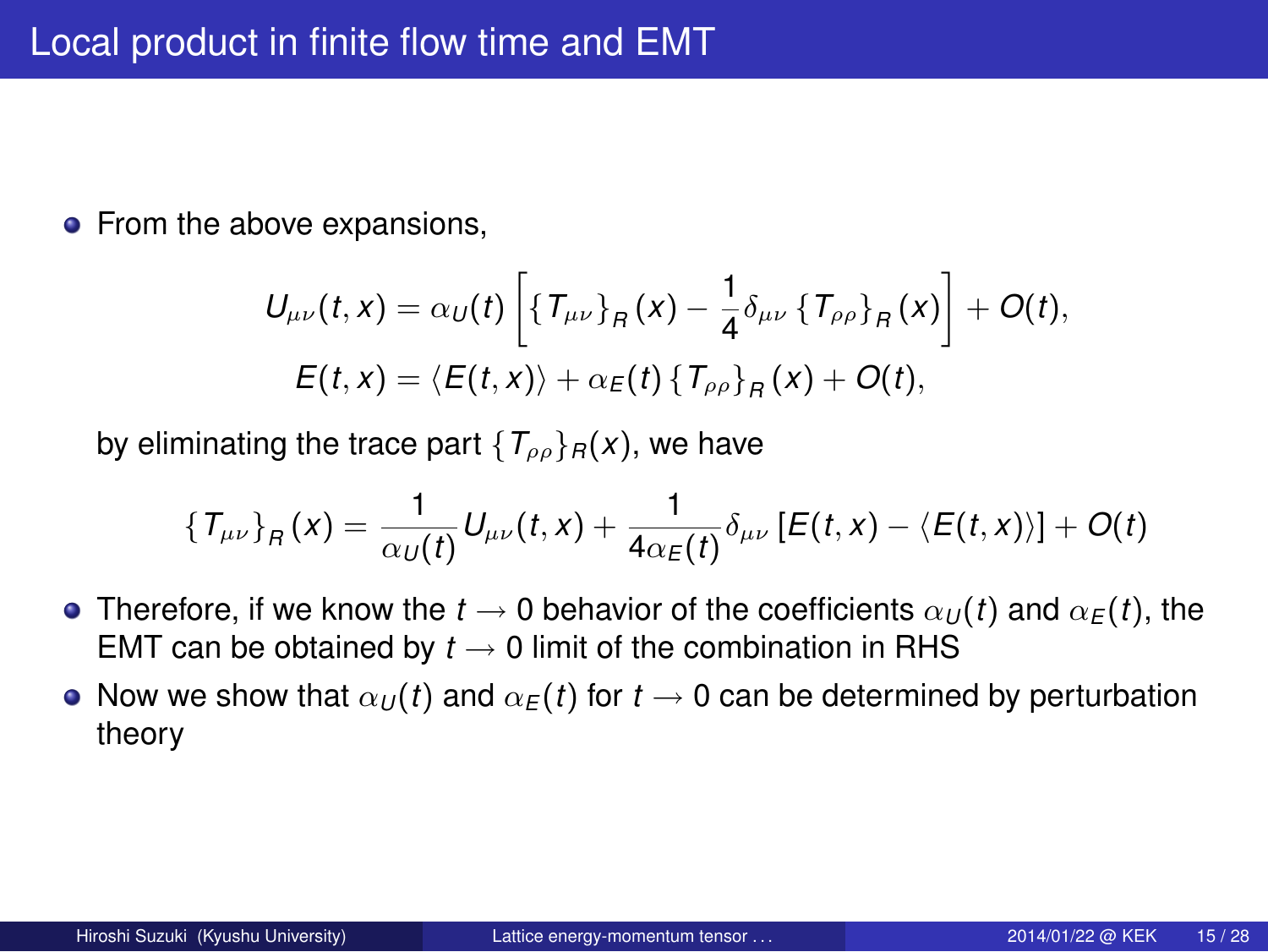# Local product in finite flow time and EMT

- From the above expansions,

$$U_{\mu\nu}(t,x) = \alpha_U(t)\left[\{T_{\mu\nu}\}_R(x) - \frac{1}{4}\delta_{\mu\nu}\{T_{\rho\rho}\}_R(x)\right] + O(t),$$

$$E(t,x) = \langle E(t,x)\rangle + \alpha_E(t)\{T_{\rho\rho}\}_R(x) + O(t),$$

  by eliminating the trace part $\{T_{\rho\rho}\}_R(x)$, we have

$$\{T_{\mu\nu}\}_R(x) = \frac{1}{\alpha_U(t)}U_{\mu\nu}(t,x) + \frac{1}{4\alpha_E(t)}\delta_{\mu\nu}\left[E(t,x) - \langle E(t,x)\rangle\right] + O(t)$$

- Therefore, if we know the $t \to 0$ behavior of the coefficients $\alpha_U(t)$ and $\alpha_E(t)$, the EMT can be obtained by $t \to 0$ limit of the combination in RHS
- Now we show that $\alpha_U(t)$ and $\alpha_E(t)$ for $t \to 0$ can be determined by perturbation theory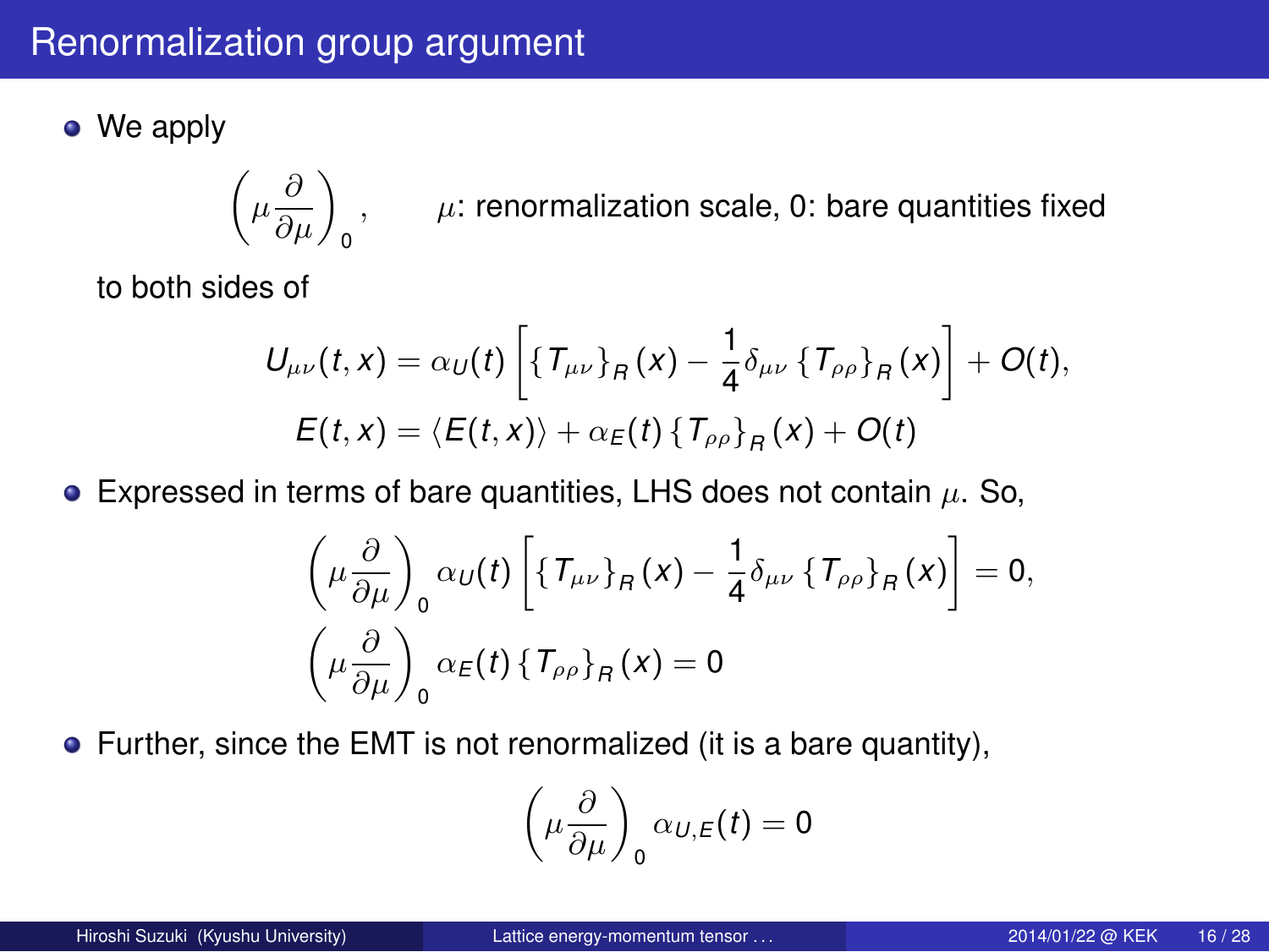# Renormalization group argument

- We apply

$$\left(\mu\frac{\partial}{\partial\mu}\right)_0, \qquad \mu\text{: renormalization scale, 0: bare quantities fixed}$$

  to both sides of

$$U_{\mu\nu}(t,x) = \alpha_U(t)\left[\{T_{\mu\nu}\}_R(x) - \frac{1}{4}\delta_{\mu\nu}\{T_{\rho\rho}\}_R(x)\right] + O(t),$$
$$E(t,x) = \langle E(t,x)\rangle + \alpha_E(t)\{T_{\rho\rho}\}_R(x) + O(t)$$

- Expressed in terms of bare quantities, LHS does not contain $\mu$. So,

$$\left(\mu\frac{\partial}{\partial\mu}\right)_0 \alpha_U(t)\left[\{T_{\mu\nu}\}_R(x) - \frac{1}{4}\delta_{\mu\nu}\{T_{\rho\rho}\}_R(x)\right] = 0,$$
$$\left(\mu\frac{\partial}{\partial\mu}\right)_0 \alpha_E(t)\{T_{\rho\rho}\}_R(x) = 0$$

- Further, since the EMT is not renormalized (it is a bare quantity),

$$\left(\mu\frac{\partial}{\partial\mu}\right)_0 \alpha_{U,E}(t) = 0$$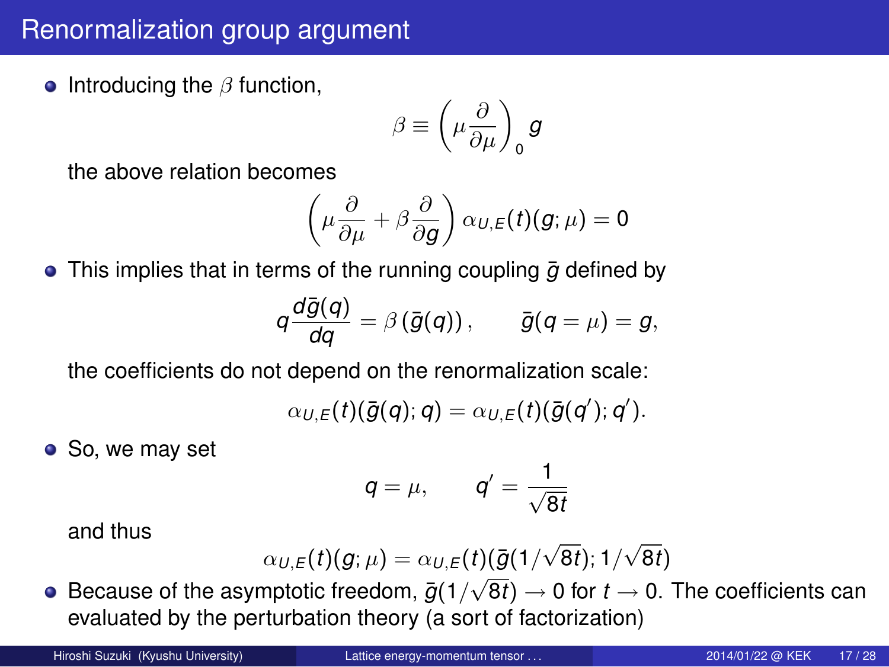# Renormalization group argument

- Introducing the $\beta$ function,

$$\beta \equiv \left(\mu \frac{\partial}{\partial \mu}\right)_0 g$$

  the above relation becomes

$$\left(\mu \frac{\partial}{\partial \mu} + \beta \frac{\partial}{\partial g}\right) \alpha_{U,E}(t)(g;\mu) = 0$$

- This implies that in terms of the running coupling $\bar{g}$ defined by

$$q \frac{d\bar{g}(q)}{dq} = \beta\left(\bar{g}(q)\right), \qquad \bar{g}(q = \mu) = g,$$

  the coefficients do not depend on the renormalization scale:

$$\alpha_{U,E}(t)(\bar{g}(q);q) = \alpha_{U,E}(t)(\bar{g}(q');q').$$

- So, we may set

$$q = \mu, \qquad q' = \frac{1}{\sqrt{8t}}$$

  and thus

$$\alpha_{U,E}(t)(g;\mu) = \alpha_{U,E}(t)(\bar{g}(1/\sqrt{8t});1/\sqrt{8t})$$

- Because of the asymptotic freedom, $\bar{g}(1/\sqrt{8t}) \to 0$ for $t \to 0$. The coefficients can evaluated by the perturbation theory (a sort of factorization)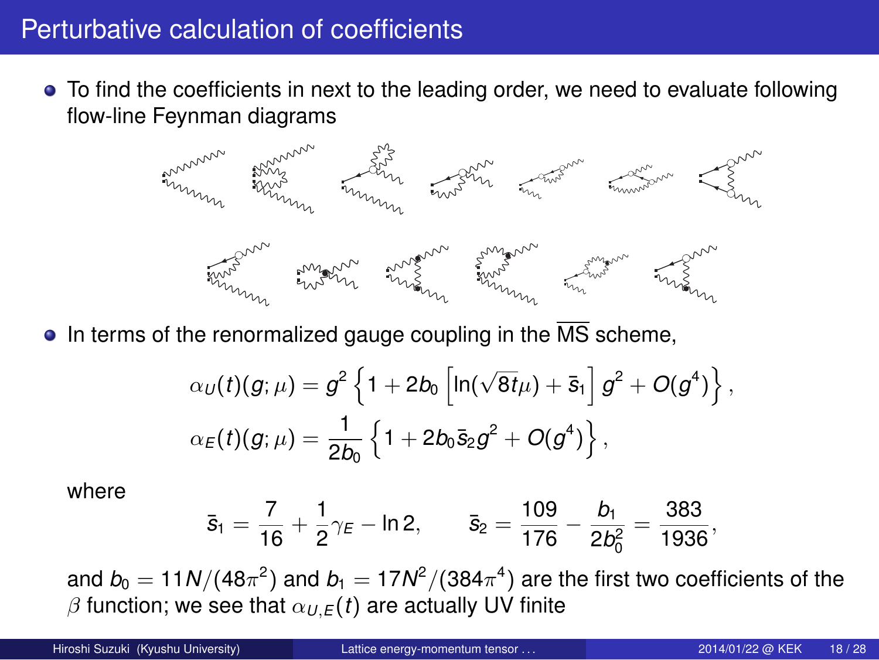# Perturbative calculation of coefficients

- To find the coefficients in next to the leading order, we need to evaluate following flow-line Feynman diagrams

- In terms of the renormalized gauge coupling in the $\overline{\text{MS}}$ scheme,

$$\alpha_U(t)(g;\mu) = g^2 \left\{ 1 + 2b_0 \left[ \ln(\sqrt{8t}\mu) + \bar{s}_1 \right] g^2 + O(g^4) \right\},$$

$$\alpha_E(t)(g;\mu) = \frac{1}{2b_0} \left\{ 1 + 2b_0 \bar{s}_2 g^2 + O(g^4) \right\},$$

where

$$\bar{s}_1 = \frac{7}{16} + \frac{1}{2}\gamma_E - \ln 2, \qquad \bar{s}_2 = \frac{109}{176} - \frac{b_1}{2b_0^2} = \frac{383}{1936},$$

and $b_0 = 11N/(48\pi^2)$ and $b_1 = 17N^2/(384\pi^4)$ are the first two coefficients of the $\beta$ function; we see that $\alpha_{U,E}(t)$ are actually UV finite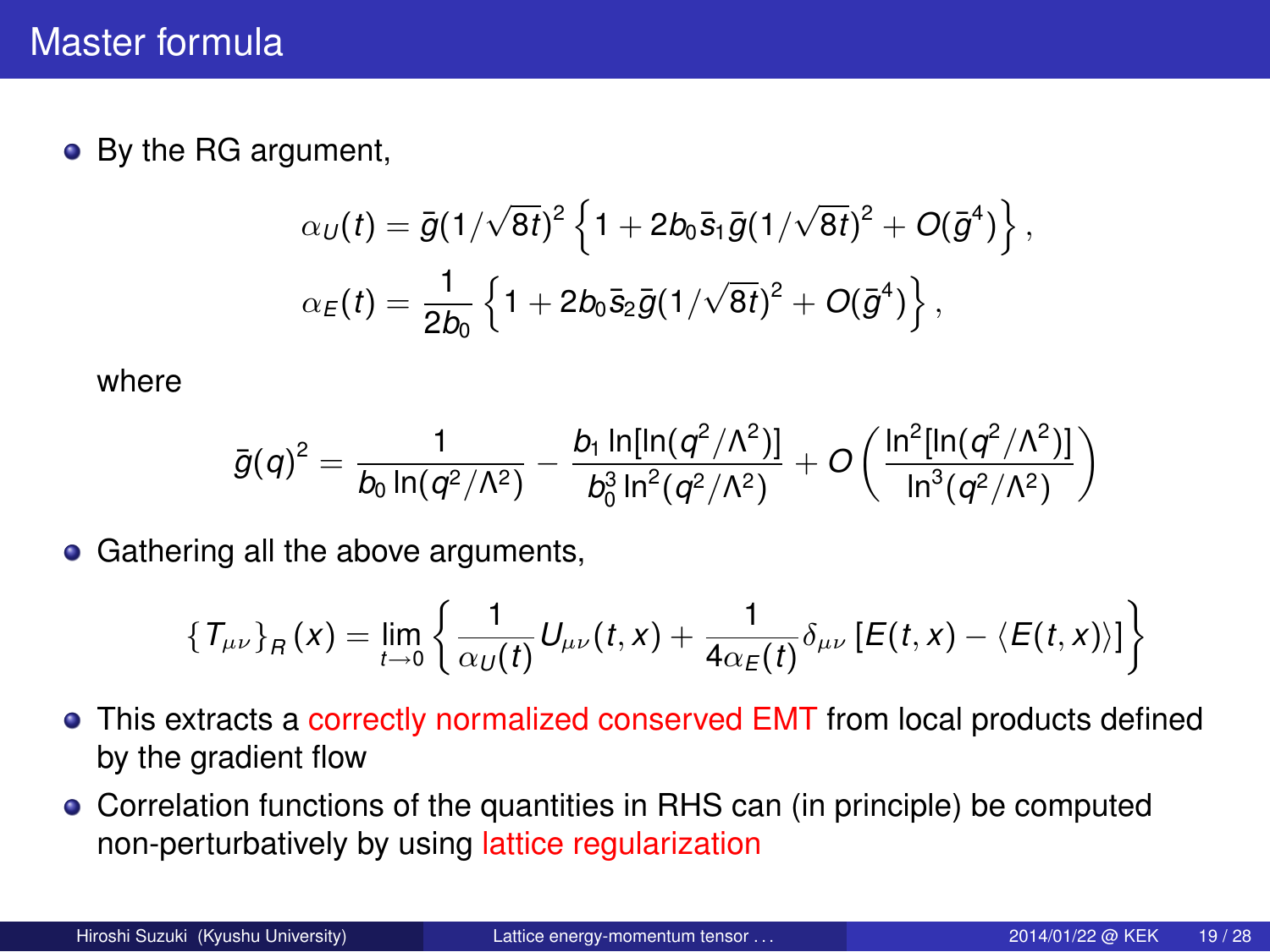# Master formula

- By the RG argument,

$$\alpha_U(t) = \bar{g}(1/\sqrt{8t})^2 \left\{ 1 + 2b_0 \bar{s}_1 \bar{g}(1/\sqrt{8t})^2 + O(\bar{g}^4) \right\},$$

$$\alpha_E(t) = \frac{1}{2b_0} \left\{ 1 + 2b_0 \bar{s}_2 \bar{g}(1/\sqrt{8t})^2 + O(\bar{g}^4) \right\},$$

  where

$$\bar{g}(q)^2 = \frac{1}{b_0 \ln(q^2/\Lambda^2)} - \frac{b_1 \ln[\ln(q^2/\Lambda^2)]}{b_0^3 \ln^2(q^2/\Lambda^2)} + O\left( \frac{\ln^2[\ln(q^2/\Lambda^2)]}{\ln^3(q^2/\Lambda^2)} \right)$$

- Gathering all the above arguments,

$$\{T_{\mu\nu}\}_R(x) = \lim_{t \to 0} \left\{ \frac{1}{\alpha_U(t)} U_{\mu\nu}(t,x) + \frac{1}{4\alpha_E(t)} \delta_{\mu\nu} \left[ E(t,x) - \langle E(t,x) \rangle \right] \right\}$$

- This extracts a correctly normalized conserved EMT from local products defined by the gradient flow
- Correlation functions of the quantities in RHS can (in principle) be computed non-perturbatively by using lattice regularization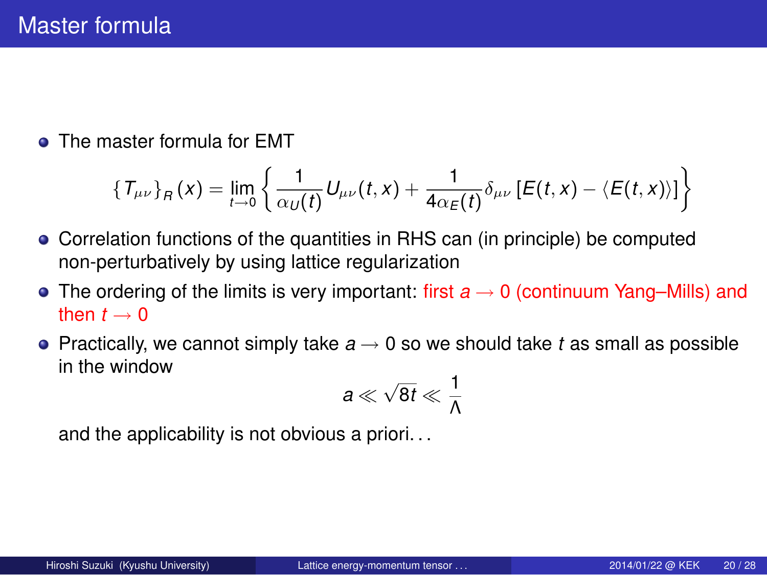# Master formula

- The master formula for EMT

$$\{T_{\mu\nu}\}_R(x) = \lim_{t\to 0}\left\{\frac{1}{\alpha_U(t)}U_{\mu\nu}(t,x) + \frac{1}{4\alpha_E(t)}\delta_{\mu\nu}\left[E(t,x) - \langle E(t,x)\rangle\right]\right\}$$

- Correlation functions of the quantities in RHS can (in principle) be computed non-perturbatively by using lattice regularization
- The ordering of the limits is very important: first $a \to 0$ (continuum Yang–Mills) and then $t \to 0$
- Practically, we cannot simply take $a \to 0$ so we should take $t$ as small as possible in the window

$$a \ll \sqrt{8t} \ll \frac{1}{\Lambda}$$

  and the applicability is not obvious a priori. . .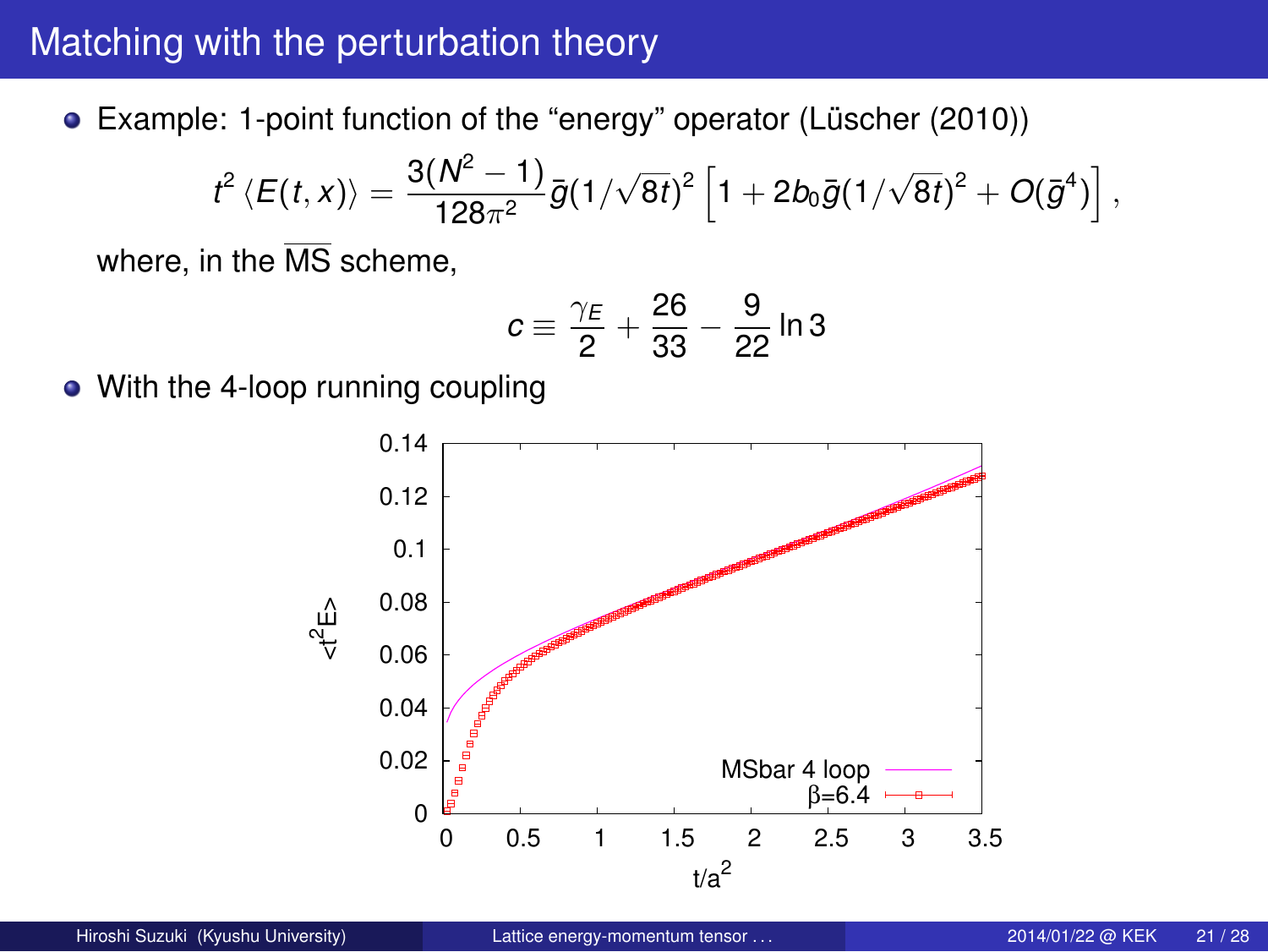# Matching with the perturbation theory

- Example: 1-point function of the "energy" operator (Lüscher (2010))

$$t^2 \langle E(t,x) \rangle = \frac{3(N^2-1)}{128\pi^2} \bar{g}(1/\sqrt{8t})^2 \left[ 1 + 2b_0 \bar{g}(1/\sqrt{8t})^2 + O(\bar{g}^4) \right],$$

where, in the $\overline{\text{MS}}$ scheme,

$$c \equiv \frac{\gamma_E}{2} + \frac{26}{33} - \frac{9}{22} \ln 3$$

- With the 4-loop running coupling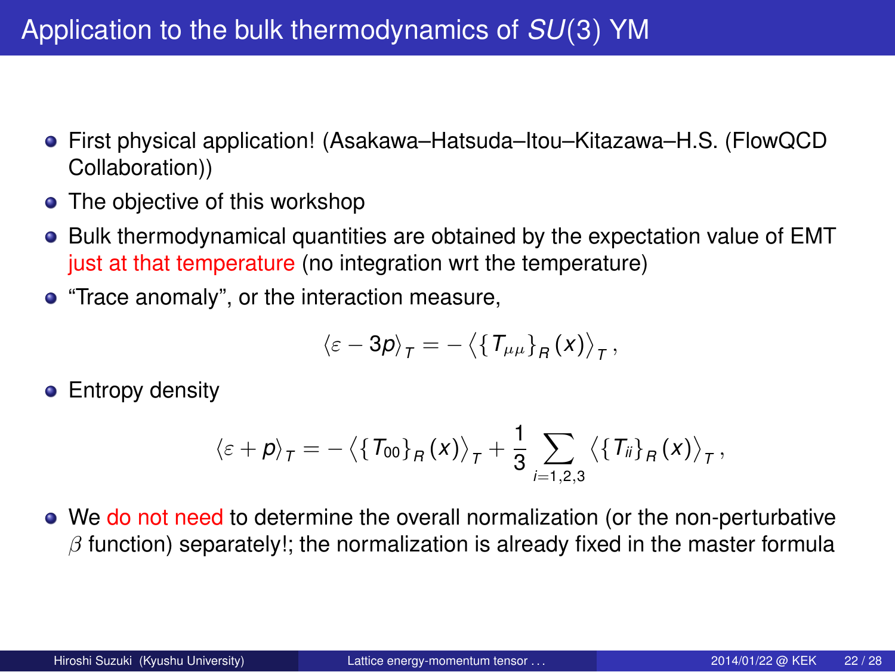# Application to the bulk thermodynamics of $SU(3)$ YM

- First physical application! (Asakawa–Hatsuda–Itou–Kitazawa–H.S. (FlowQCD Collaboration))
- The objective of this workshop
- Bulk thermodynamical quantities are obtained by the expectation value of EMT just at that temperature (no integration wrt the temperature)
- "Trace anomaly", or the interaction measure,

$$\langle \varepsilon - 3p \rangle_T = - \left\langle \{T_{\mu\mu}\}_R(x) \right\rangle_T ,$$

- Entropy density

$$\langle \varepsilon + p \rangle_T = - \left\langle \{T_{00}\}_R(x) \right\rangle_T + \frac{1}{3} \sum_{i=1,2,3} \left\langle \{T_{ii}\}_R(x) \right\rangle_T ,$$

- We do not need to determine the overall normalization (or the non-perturbative $\beta$ function) separately!; the normalization is already fixed in the master formula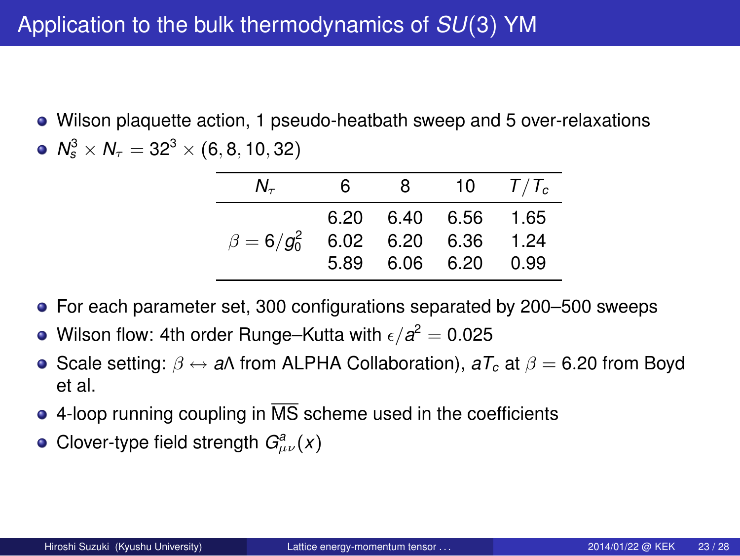# Application to the bulk thermodynamics of $SU(3)$ YM

- Wilson plaquette action, 1 pseudo-heatbath sweep and 5 over-relaxations
- $N_s^3 \times N_\tau = 32^3 \times (6, 8, 10, 32)$

| $N_\tau$ | 6 | 8 | 10 | $T/T_c$ |
|---|---|---|---|---|
| | 6.20 | 6.40 | 6.56 | 1.65 |
| $\beta = 6/g_0^2$ | 6.02 | 6.20 | 6.36 | 1.24 |
| | 5.89 | 6.06 | 6.20 | 0.99 |

- For each parameter set, 300 configurations separated by 200–500 sweeps
- Wilson flow: 4th order Runge–Kutta with $\epsilon/a^2 = 0.025$
- Scale setting: $\beta \leftrightarrow a\Lambda$ from ALPHA Collaboration), $aT_c$ at $\beta = 6.20$ from Boyd et al.
- 4-loop running coupling in $\overline{\mathrm{MS}}$ scheme used in the coefficients
- Clover-type field strength $G^a_{\mu\nu}(x)$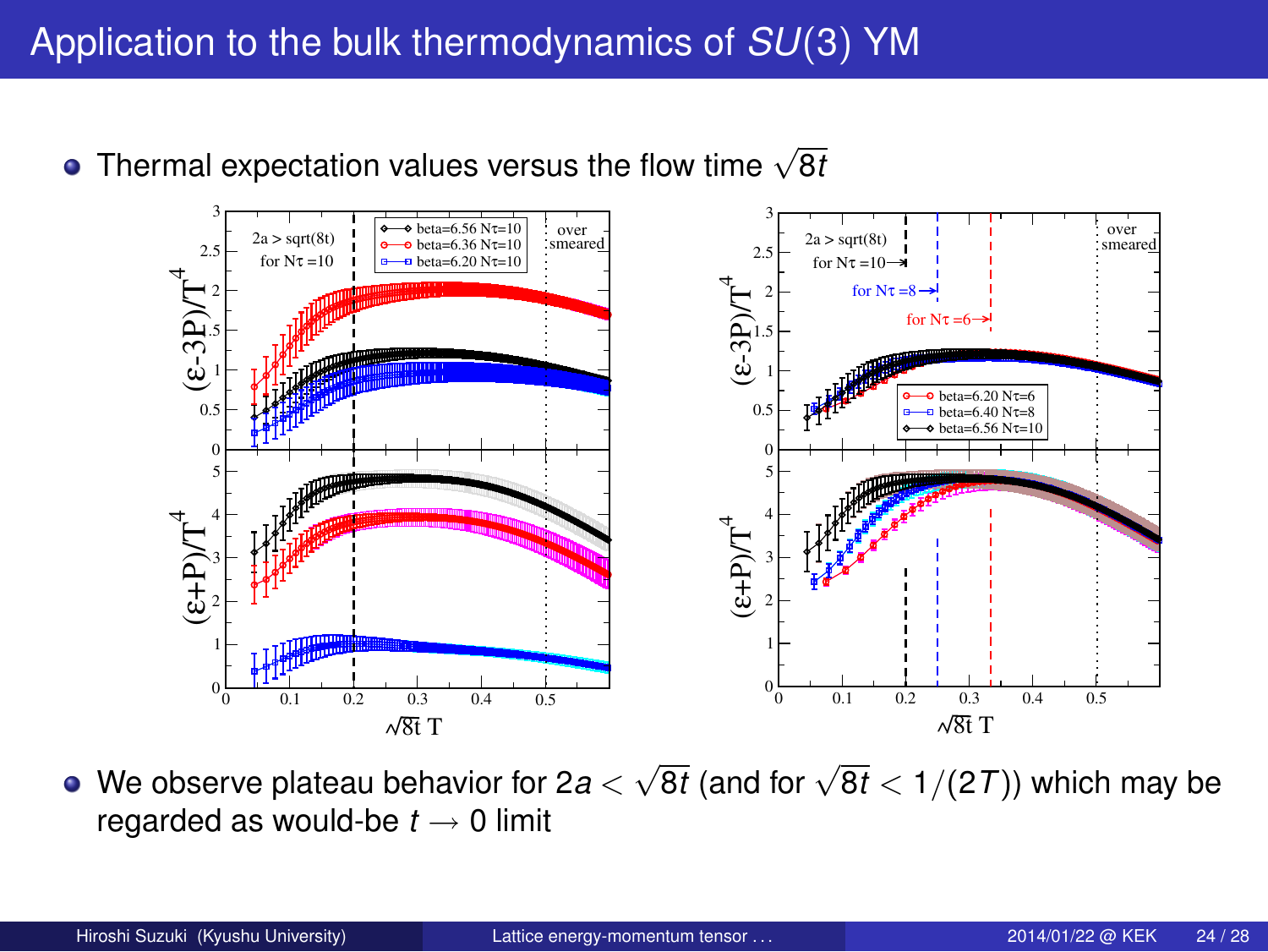# Application to the bulk thermodynamics of $SU(3)$ YM

- Thermal expectation values versus the flow time $\sqrt{8t}$

- We observe plateau behavior for $2a < \sqrt{8t}$ (and for $\sqrt{8t} < 1/(2T)$) which may be regarded as would-be $t \to 0$ limit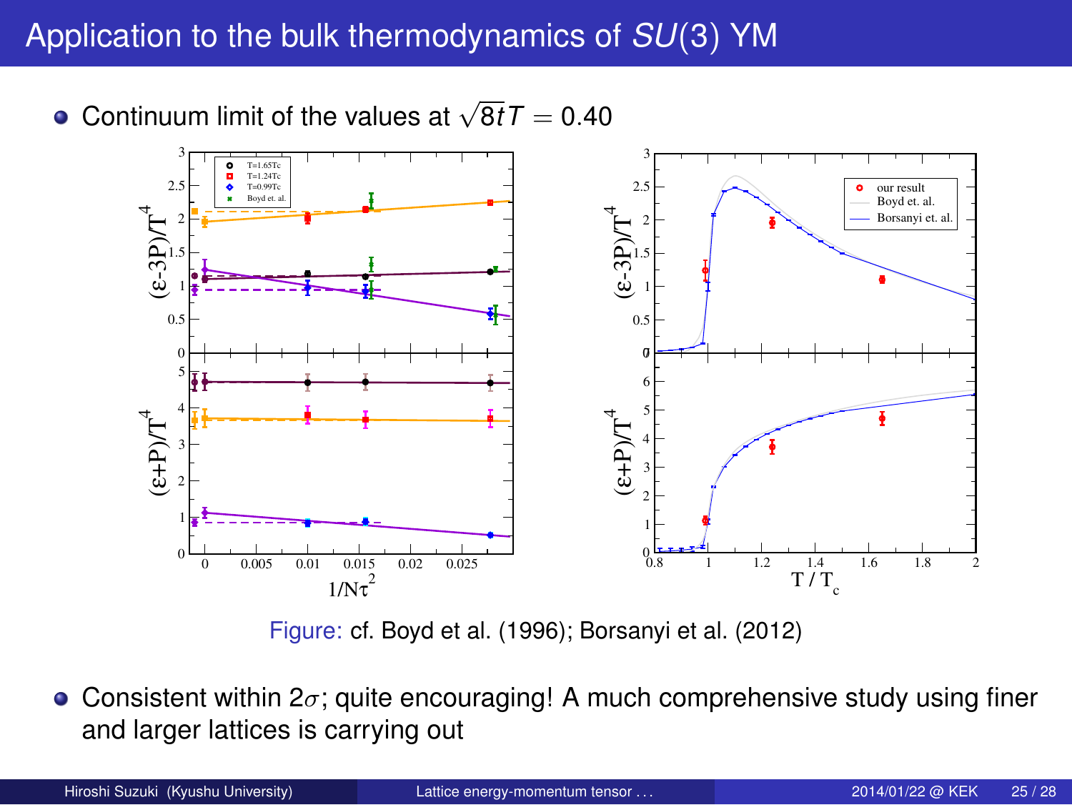# Application to the bulk thermodynamics of $SU(3)$ YM

- Continuum limit of the values at $\sqrt{8t}T = 0.40$

Figure: cf. Boyd et al. (1996); Borsanyi et al. (2012)

- Consistent within $2\sigma$; quite encouraging! A much comprehensive study using finer and larger lattices is carrying out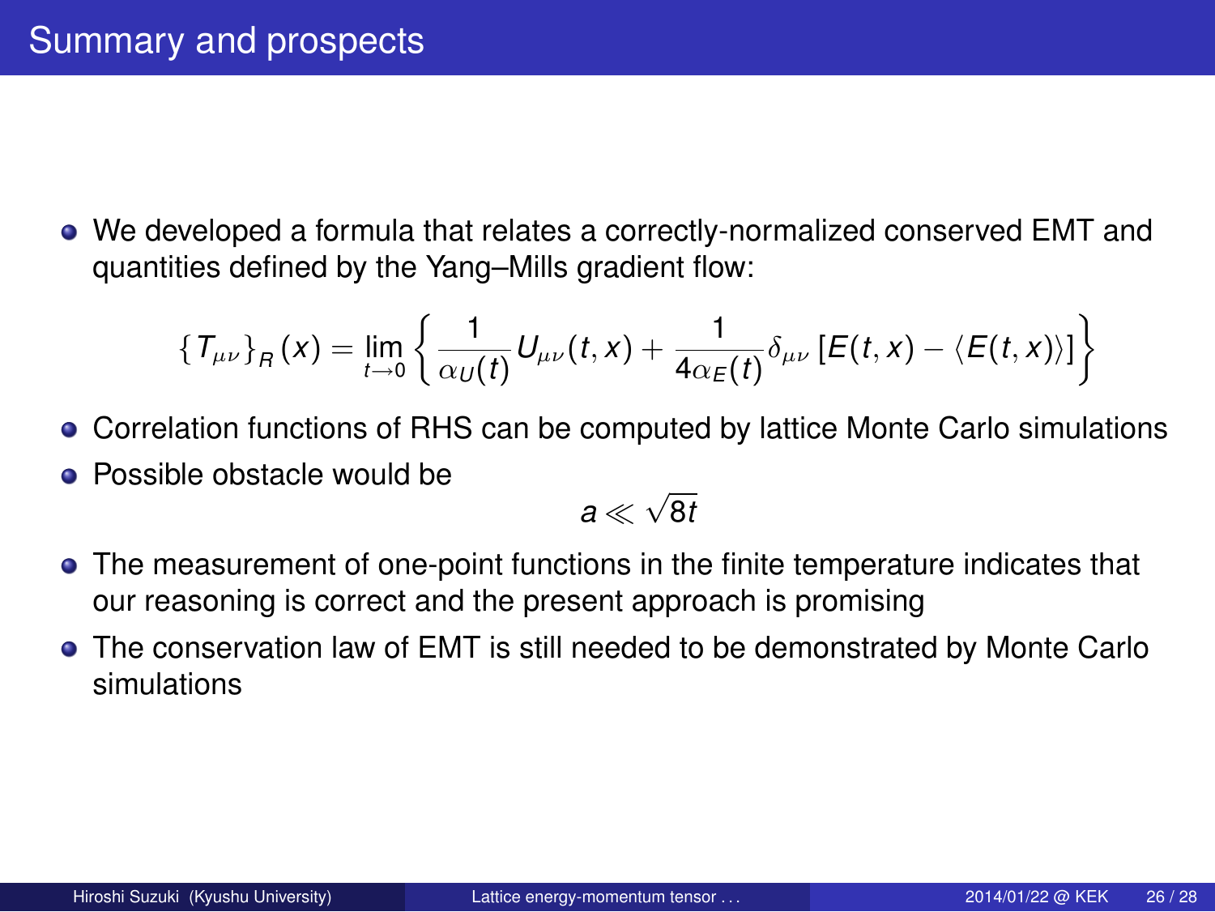# Summary and prospects

- We developed a formula that relates a correctly-normalized conserved EMT and quantities defined by the Yang–Mills gradient flow:

$$\{T_{\mu\nu}\}_R(x) = \lim_{t\to 0}\left\{\frac{1}{\alpha_U(t)}U_{\mu\nu}(t,x) + \frac{1}{4\alpha_E(t)}\delta_{\mu\nu}\left[E(t,x) - \langle E(t,x)\rangle\right]\right\}$$

- Correlation functions of RHS can be computed by lattice Monte Carlo simulations
- Possible obstacle would be

$$a \ll \sqrt{8t}$$

- The measurement of one-point functions in the finite temperature indicates that our reasoning is correct and the present approach is promising
- The conservation law of EMT is still needed to be demonstrated by Monte Carlo simulations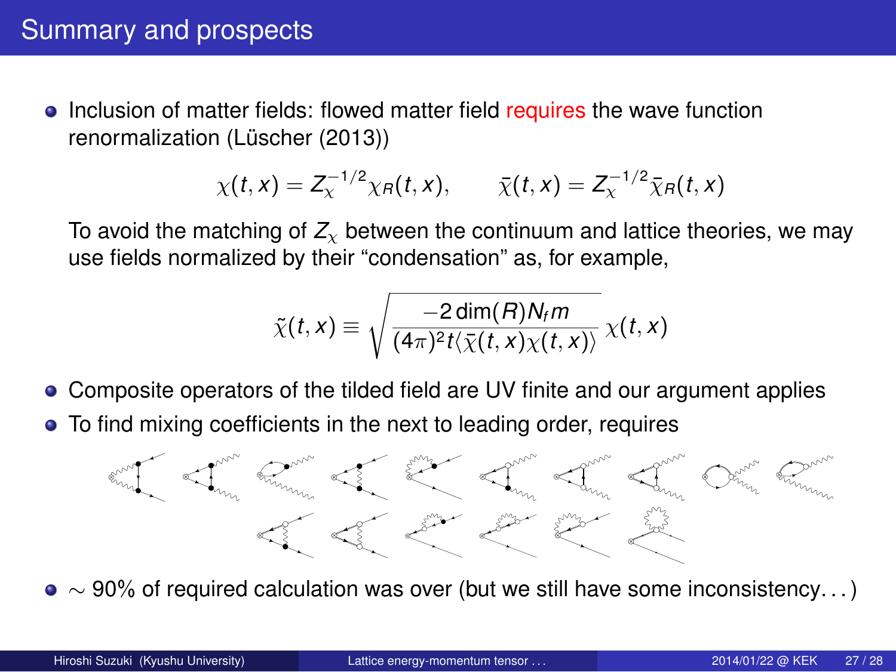# Summary and prospects

- Inclusion of matter fields: flowed matter field requires the wave function renormalization (Lüscher (2013))

$$\chi(t,x) = Z_\chi^{-1/2}\chi_R(t,x), \qquad \bar{\chi}(t,x) = Z_\chi^{-1/2}\bar{\chi}_R(t,x)$$

  To avoid the matching of $Z_\chi$ between the continuum and lattice theories, we may use fields normalized by their "condensation" as, for example,

$$\tilde{\chi}(t,x) \equiv \sqrt{\frac{-2\dim(R)N_f m}{(4\pi)^2 t\langle\bar{\chi}(t,x)\chi(t,x)\rangle}}\,\chi(t,x)$$

- Composite operators of the tilded field are UV finite and our argument applies
- To find mixing coefficients in the next to leading order, requires
- $\sim 90\%$ of required calculation was over (but we still have some inconsistency...)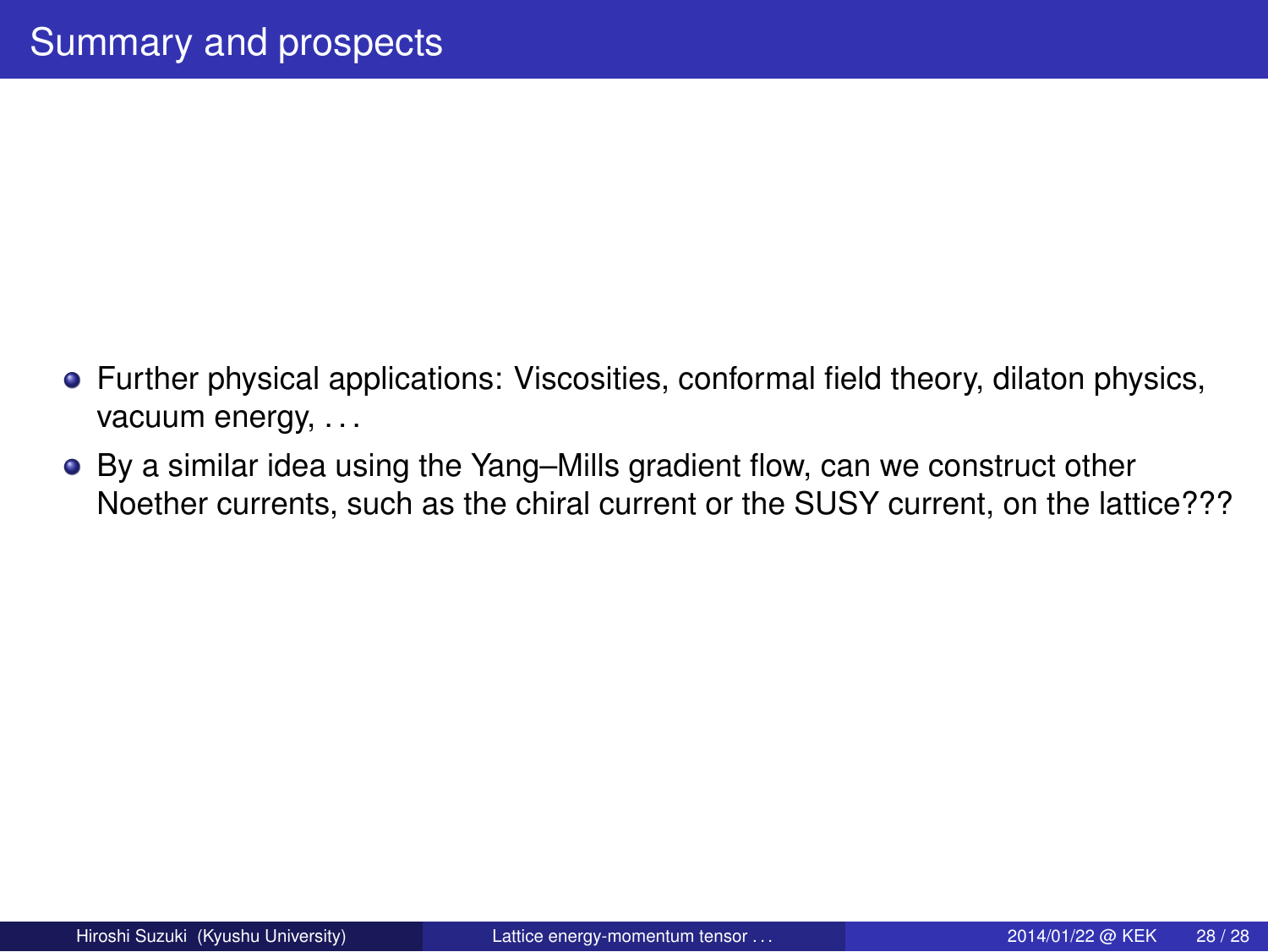# Summary and prospects

- Further physical applications: Viscosities, conformal field theory, dilaton physics, vacuum energy, . . .
- By a similar idea using the Yang–Mills gradient flow, can we construct other Noether currents, such as the chiral current or the SUSY current, on the lattice???